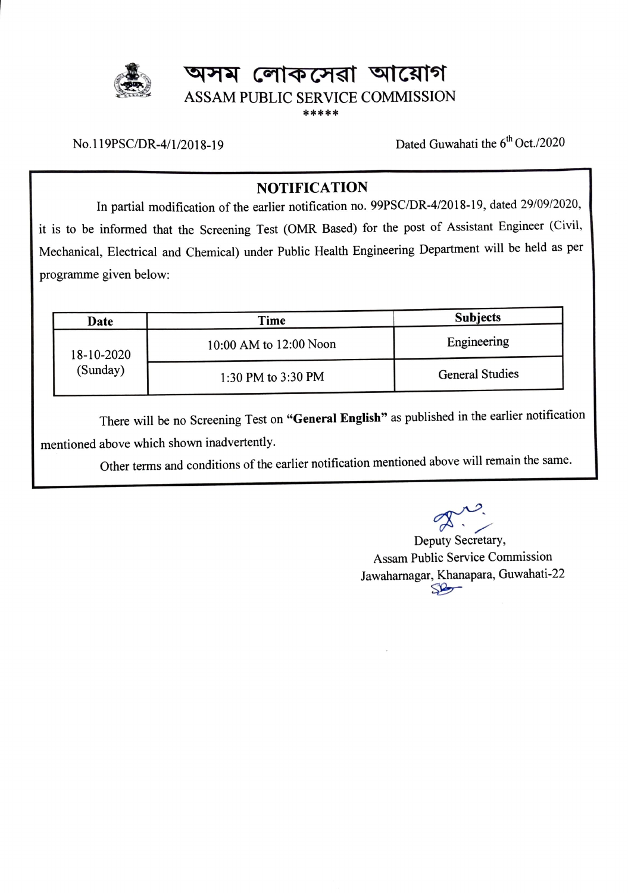# অসম লোকসেৱা আয়োগ

## ASSAM PUBLIC SERVICE COMMISSION

*****

No.119PSC/DR-4/1/2018-19

Dated Guwahati the 6th Oct./2020

## NOTIFICATION

In partial modification of the earlier notification no. 99PSC/DR-4/2018-19, dated 29/09/2020, it is to be informed that the Screening Test (OMR Based) for the post of Assistant Engineer (Civil, Mechanical, Electrical and Chemical) under Public Health Engineering Department will be held as per programme given below:

| Date | Time | Subjects |
|---|---|---|
| 18-10-2020 (Sunday) | 10:00 AM to 12:00 Noon | Engineering |
| | 1:30 PM to 3:30 PM | General Studies |

There will be no Screening Test on **"General English"** as published in the earlier notification mentioned above which shown inadvertently.

Other terms and conditions of the earlier notification mentioned above will remain the same.

Deputy Secretary,
Assam Public Service Commission
Jawaharnagar, Khanapara, Guwahati-22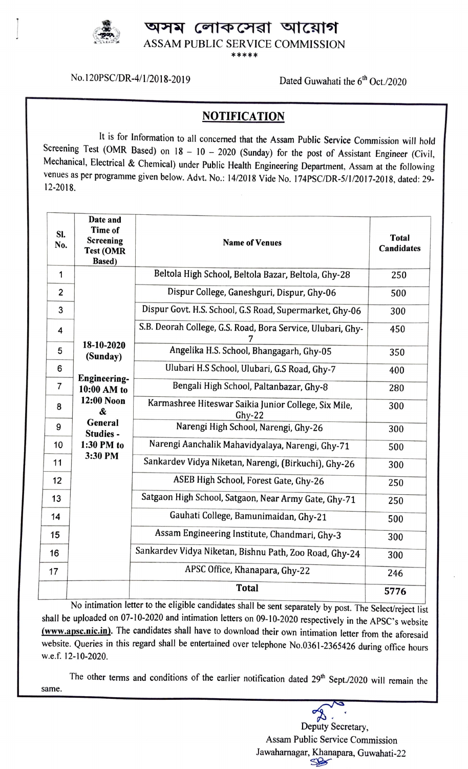# অসম লোকসেৱা আয়োগ

# ASSAM PUBLIC SERVICE COMMISSION

\*\*\*\*\*

No.120PSC/DR-4/1/2018-2019

Dated Guwahati the 6th Oct./2020

## NOTIFICATION

It is for Information to all concerned that the Assam Public Service Commission will hold Screening Test (OMR Based) on 18 – 10 – 2020 (Sunday) for the post of Assistant Engineer (Civil, Mechanical, Electrical & Chemical) under Public Health Engineering Department, Assam at the following venues as per programme given below. Advt. No.: 14/2018 Vide No. 174PSC/DR-5/1/2017-2018, dated: 29-12-2018.

| Sl. No. | Date and Time of Screening Test (OMR Based) | Name of Venues | Total Candidates |
|---|---|---|---|
| 1 | 18-10-2020 (Sunday) Engineering- 10:00 AM to 12:00 Noon & General Studies - 1:30 PM to 3:30 PM | Beltola High School, Beltola Bazar, Beltola, Ghy-28 | 250 |
| 2 | | Dispur College, Ganeshguri, Dispur, Ghy-06 | 500 |
| 3 | | Dispur Govt. H.S. School, G.S Road, Supermarket, Ghy-06 | 300 |
| 4 | | S.B. Deorah College, G.S. Road, Bora Service, Ulubari, Ghy-7 | 450 |
| 5 | | Angelika H.S. School, Bhangagarh, Ghy-05 | 350 |
| 6 | | Ulubari H.S School, Ulubari, G.S Road, Ghy-7 | 400 |
| 7 | | Bengali High School, Paltanbazar, Ghy-8 | 280 |
| 8 | | Karmashree Hiteswar Saikia Junior College, Six Mile, Ghy-22 | 300 |
| 9 | | Narengi High School, Narengi, Ghy-26 | 300 |
| 10 | | Narengi Aanchalik Mahavidyalaya, Narengi, Ghy-71 | 500 |
| 11 | | Sankardev Vidya Niketan, Narengi, (Birkuchi), Ghy-26 | 300 |
| 12 | | ASEB High School, Forest Gate, Ghy-26 | 250 |
| 13 | | Satgaon High School, Satgaon, Near Army Gate, Ghy-71 | 250 |
| 14 | | Gauhati College, Bamunimaidan, Ghy-21 | 500 |
| 15 | | Assam Engineering Institute, Chandmari, Ghy-3 | 300 |
| 16 | | Sankardev Vidya Niketan, Bishnu Path, Zoo Road, Ghy-24 | 300 |
| 17 | | APSC Office, Khanapara, Ghy-22 | 246 |
| | | **Total** | **5776** |

No intimation letter to the eligible candidates shall be sent separately by post. The Select/reject list shall be uploaded on 07-10-2020 and intimation letters on 09-10-2020 respectively in the APSC's website **(www.apsc.nic.in)**. The candidates shall have to download their own intimation letter from the aforesaid website. Queries in this regard shall be entertained over telephone No.0361-2365426 during office hours w.e.f. 12-10-2020.

The other terms and conditions of the earlier notification dated 29th Sept./2020 will remain the same.

Deputy Secretary,
Assam Public Service Commission
Jawaharnagar, Khanapara, Guwahati-22